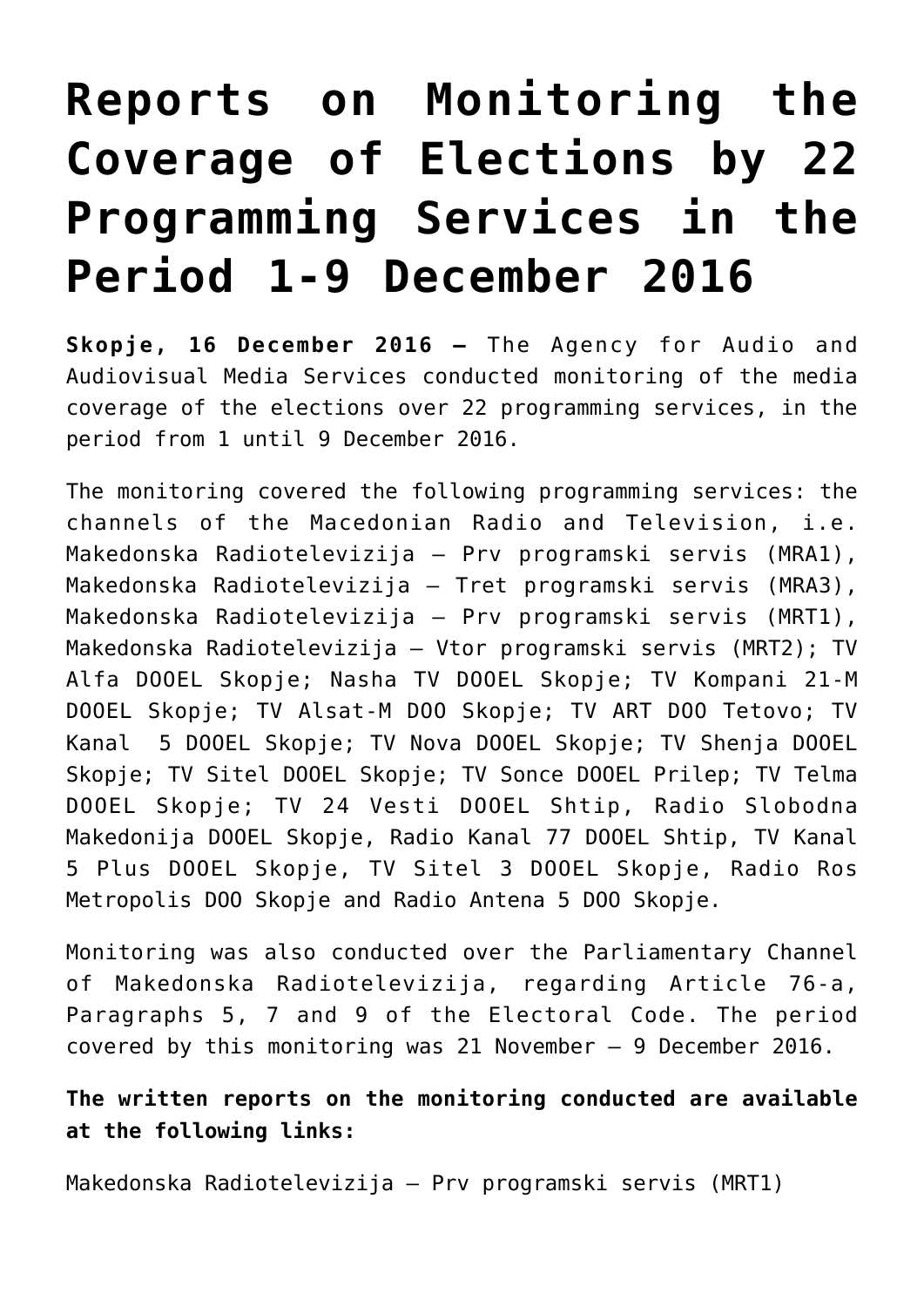# Reports on Monitoring the Coverage of Elections by 22 Programming Services in the Period 1-9 December 2016

**Skopje, 16 December 2016 –** The Agency for Audio and Audiovisual Media Services conducted monitoring of the media coverage of the elections over 22 programming services, in the period from 1 until 9 December 2016.

The monitoring covered the following programming services: the channels of the Macedonian Radio and Television, i.e. Makedonska Radiotelevizija – Prv programski servis (MRA1), Makedonska Radiotelevizija – Tret programski servis (MRA3), Makedonska Radiotelevizija – Prv programski servis (MRT1), Makedonska Radiotelevizija – Vtor programski servis (MRT2); TV Alfa DOOEL Skopje; Nasha TV DOOEL Skopje; TV Kompani 21-M DOOEL Skopje; TV Alsat-M DOO Skopje; TV ART DOO Tetovo; TV Kanal 5 DOOEL Skopje; TV Nova DOOEL Skopje; TV Shenja DOOEL Skopje; TV Sitel DOOEL Skopje; TV Sonce DOOEL Prilep; TV Telma DOOEL Skopje; TV 24 Vesti DOOEL Shtip, Radio Slobodna Makedonija DOOEL Skopje, Radio Kanal 77 DOOEL Shtip, TV Kanal 5 Plus DOOEL Skopje, TV Sitel 3 DOOEL Skopje, Radio Ros Metropolis DOO Skopje and Radio Antena 5 DOO Skopje.

Monitoring was also conducted over the Parliamentary Channel of Makedonska Radiotelevizija, regarding Article 76-a, Paragraphs 5, 7 and 9 of the Electoral Code. The period covered by this monitoring was 21 November – 9 December 2016.

**The written reports on the monitoring conducted are available at the following links:**

Makedonska Radiotelevizija – Prv programski servis (MRT1)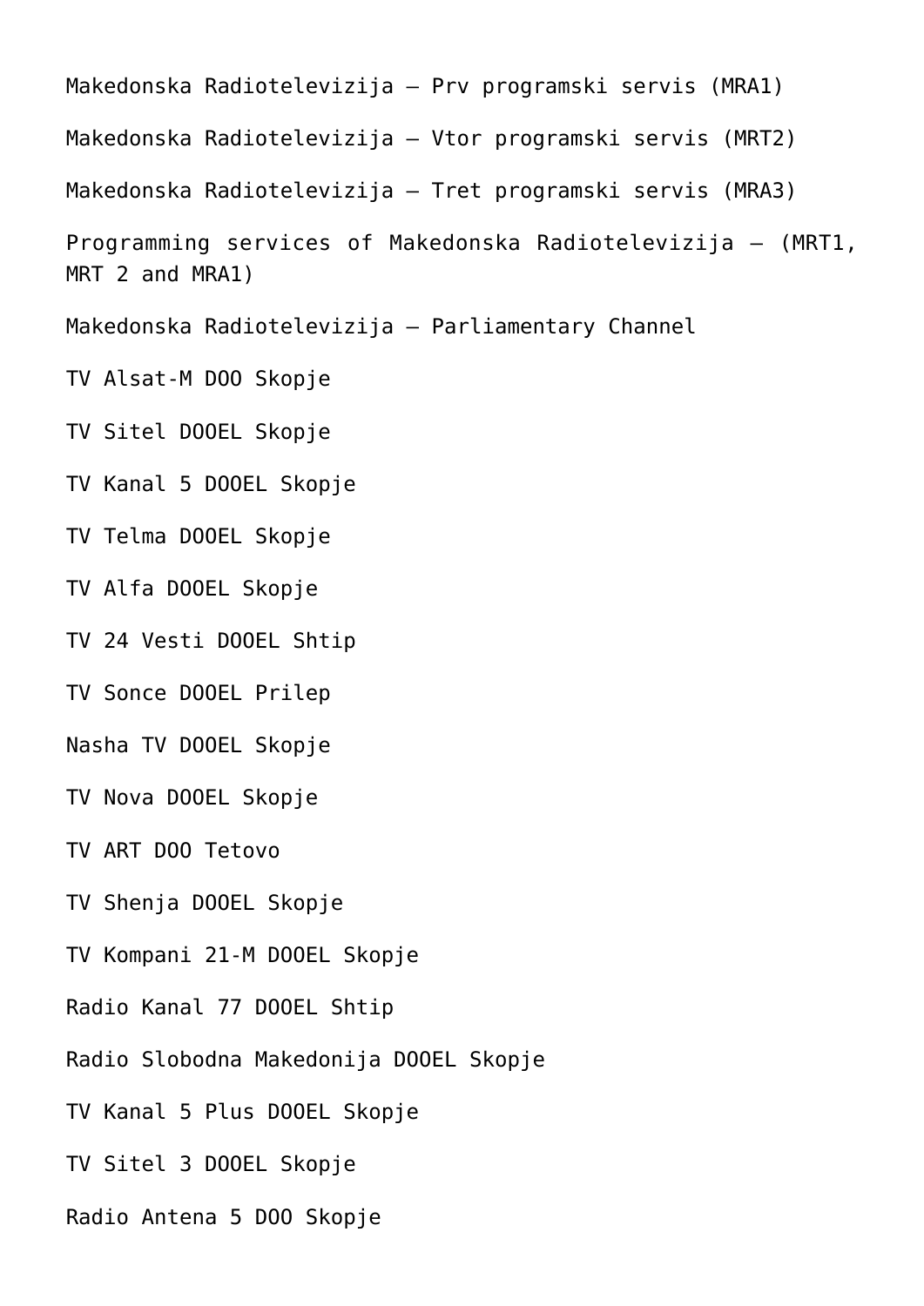Makedonska Radiotelevizija – Prv programski servis (MRA1)

Makedonska Radiotelevizija – Vtor programski servis (MRT2)

Makedonska Radiotelevizija – Tret programski servis (MRA3)

Programming services of Makedonska Radiotelevizija – (MRT1, MRT 2 and MRA1)

Makedonska Radiotelevizija – Parliamentary Channel

TV Alsat-M DOO Skopje

TV Sitel DOOEL Skopje

TV Kanal 5 DOOEL Skopje

TV Telma DOOEL Skopje

TV Alfa DOOEL Skopje

TV 24 Vesti DOOEL Shtip

TV Sonce DOOEL Prilep

Nasha TV DOOEL Skopje

TV Nova DOOEL Skopje

TV ART DOO Tetovo

TV Shenja DOOEL Skopje

TV Kompani 21-M DOOEL Skopje

Radio Kanal 77 DOOEL Shtip

Radio Slobodna Makedonija DOOEL Skopje

TV Kanal 5 Plus DOOEL Skopje

TV Sitel 3 DOOEL Skopje

Radio Antena 5 DOO Skopje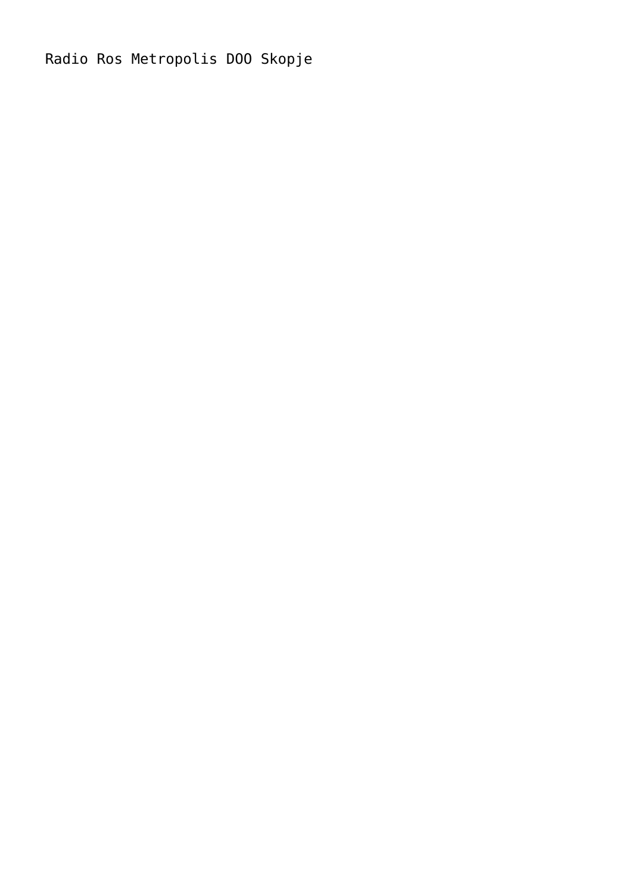Radio Ros Metropolis DOO Skopje